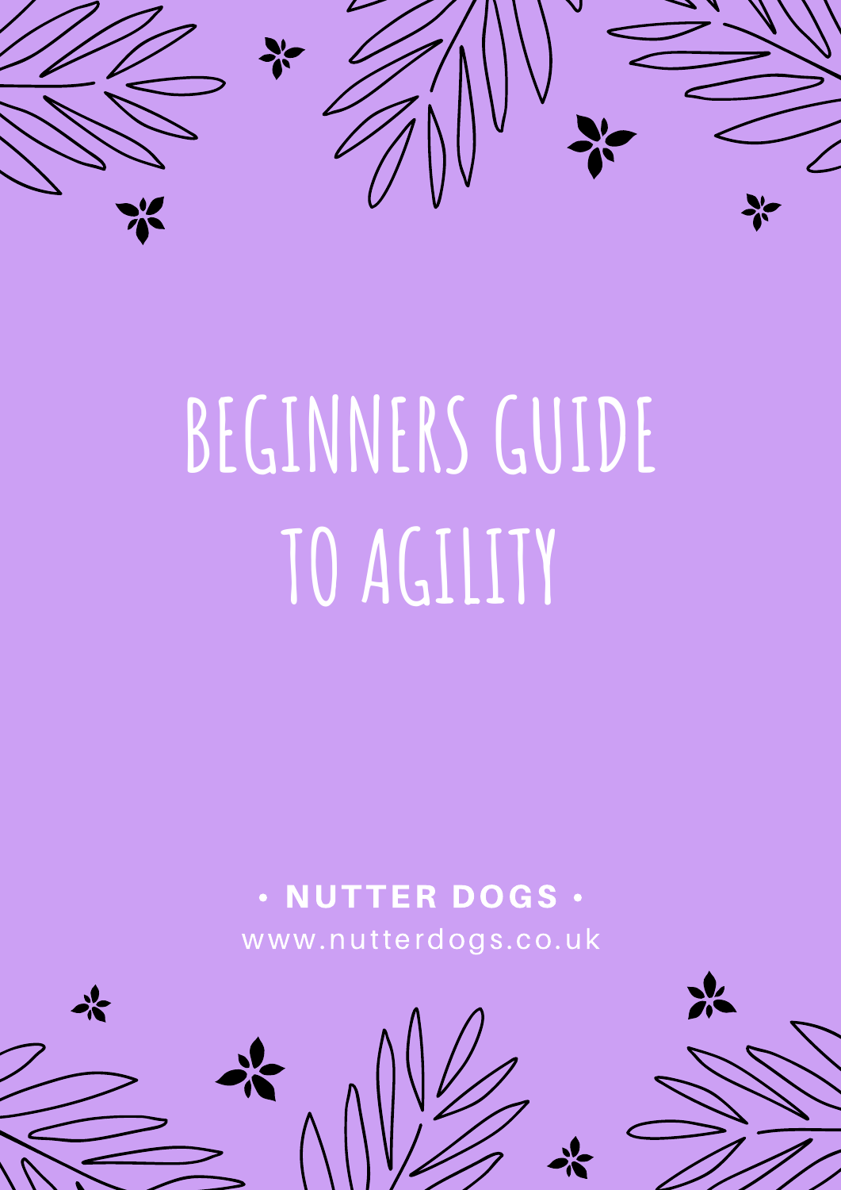# BEGINNERS GUIDE TO AGILITY

**• NUTTER DOGS •**

www.nutterdogs.co.uk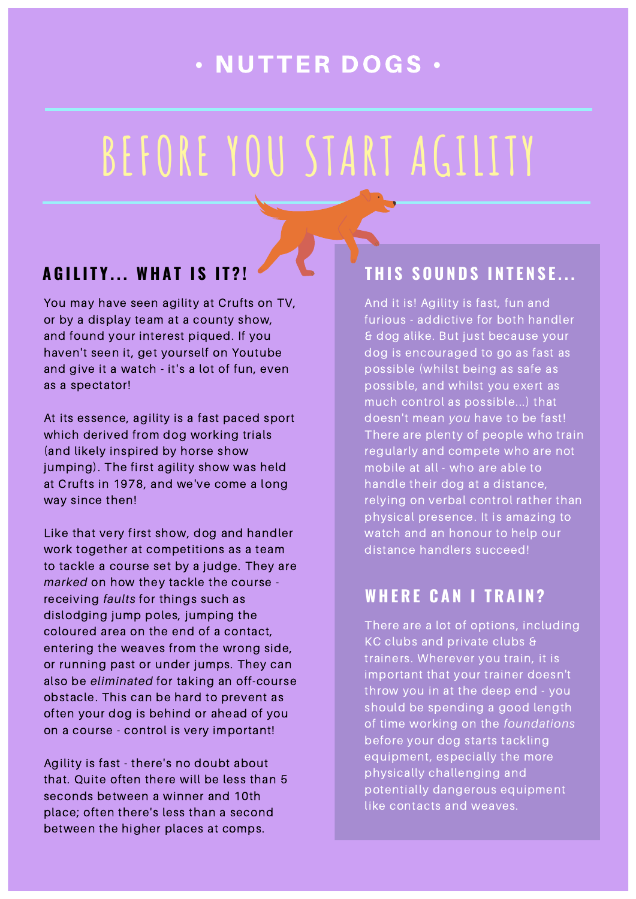• NUTTER DOGS •

# BEFORE YOU START AGILITY

## AGILITY... WHAT IS IT?!

You may have seen agility at Crufts on TV, or by a display team at a county show, and found your interest piqued. If you haven't seen it, get yourself on Youtube and give it a watch - it's a lot of fun, even as a spectator!

At its essence, agility is a fast paced sport which derived from dog working trials (and likely inspired by horse show jumping). The first agility show was held at Crufts in 1978, and we've come a long way since then!

Like that very first show, dog and handler work together at competitions as a team to tackle a course set by a judge. They are *marked* on how they tackle the course - receiving *faults* for things such as dislodging jump poles, jumping the coloured area on the end of a contact, entering the weaves from the wrong side, or running past or under jumps. They can also be *eliminated* for taking an off-course obstacle. This can be hard to prevent as often your dog is behind or ahead of you on a course - control is very important!

Agility is fast - there's no doubt about that. Quite often there will be less than 5 seconds between a winner and 10th place; often there's less than a second between the higher places at comps.

## THIS SOUNDS INTENSE...

And it is! Agility is fast, fun and furious - addictive for both handler & dog alike. But just because your dog is encouraged to go as fast as possible (whilst being as safe as possible, and whilst you exert as much control as possible...) that doesn't mean *you* have to be fast! There are plenty of people who train regularly and compete who are not mobile at all - who are able to handle their dog at a distance, relying on verbal control rather than physical presence. It is amazing to watch and an honour to help our distance handlers succeed!

## WHERE CAN I TRAIN?

There are a lot of options, including KC clubs and private clubs & trainers. Wherever you train, it is important that your trainer doesn't throw you in at the deep end - you should be spending a good length of time working on the *foundations* before your dog starts tackling equipment, especially the more physically challenging and potentially dangerous equipment like contacts and weaves.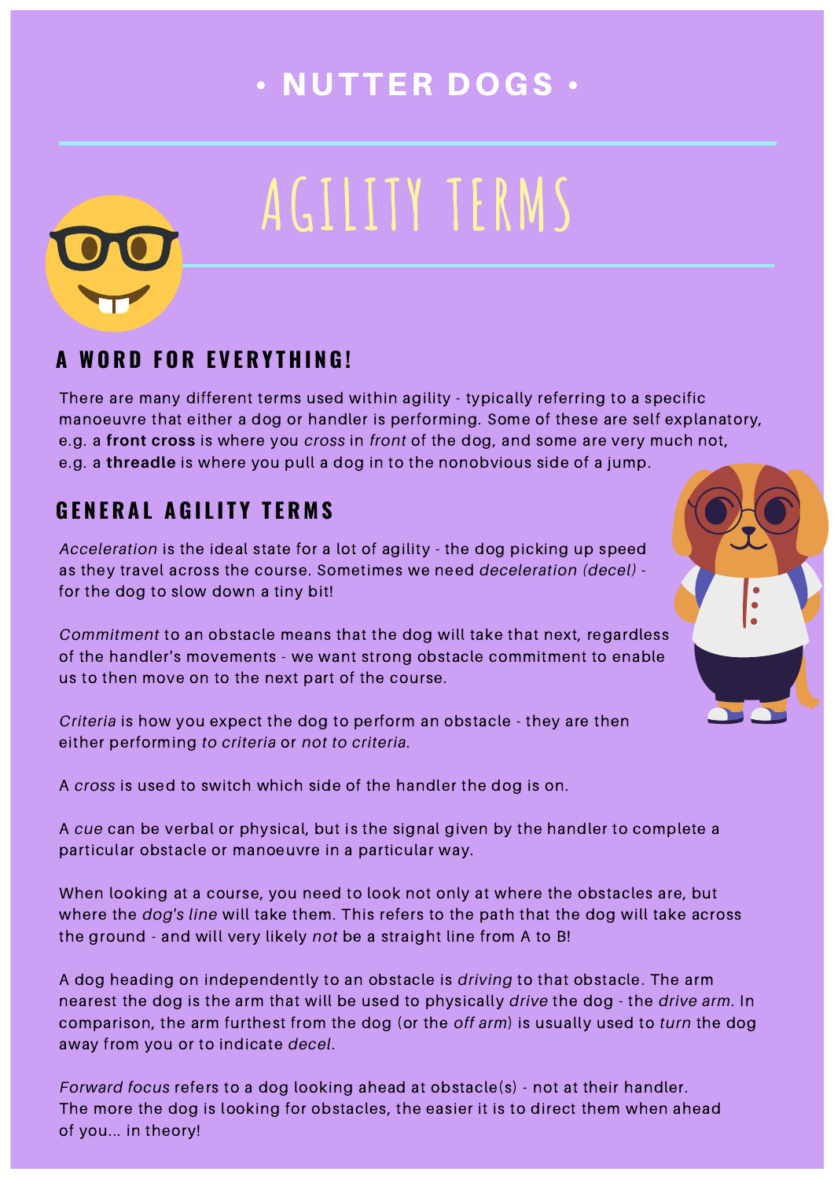# • NUTTER DOGS •

# AGILITY TERMS

## A WORD FOR EVERYTHING!

There are many different terms used within agility - typically referring to a specific manoeuvre that either a dog or handler is performing. Some of these are self explanatory, e.g. a **front cross** is where you *cross* in *front* of the dog, and some are very much not, e.g. a **threadle** is where you pull a dog in to the nonobvious side of a jump.

## GENERAL AGILITY TERMS

*Acceleration* is the ideal state for a lot of agility - the dog picking up speed as they travel across the course. Sometimes we need *deceleration (decel)* - for the dog to slow down a tiny bit!

*Commitment* to an obstacle means that the dog will take that next, regardless of the handler's movements - we want strong obstacle commitment to enable us to then move on to the next part of the course.

*Criteria* is how you expect the dog to perform an obstacle - they are then either performing *to criteria* or *not to criteria*.

A *cross* is used to switch which side of the handler the dog is on.

A *cue* can be verbal or physical, but is the signal given by the handler to complete a particular obstacle or manoeuvre in a particular way.

When looking at a course, you need to look not only at where the obstacles are, but where the *dog's line* will take them. This refers to the path that the dog will take across the ground - and will very likely *not* be a straight line from A to B!

A dog heading on independently to an obstacle is *driving* to that obstacle. The arm nearest the dog is the arm that will be used to physically *drive* the dog - the *drive arm*. In comparison, the arm furthest from the dog (or the *off arm*) is usually used to *turn* the dog away from you or to indicate *decel*.

*Forward focus* refers to a dog looking ahead at obstacle(s) - not at their handler. The more the dog is looking for obstacles, the easier it is to direct them when ahead of you... in theory!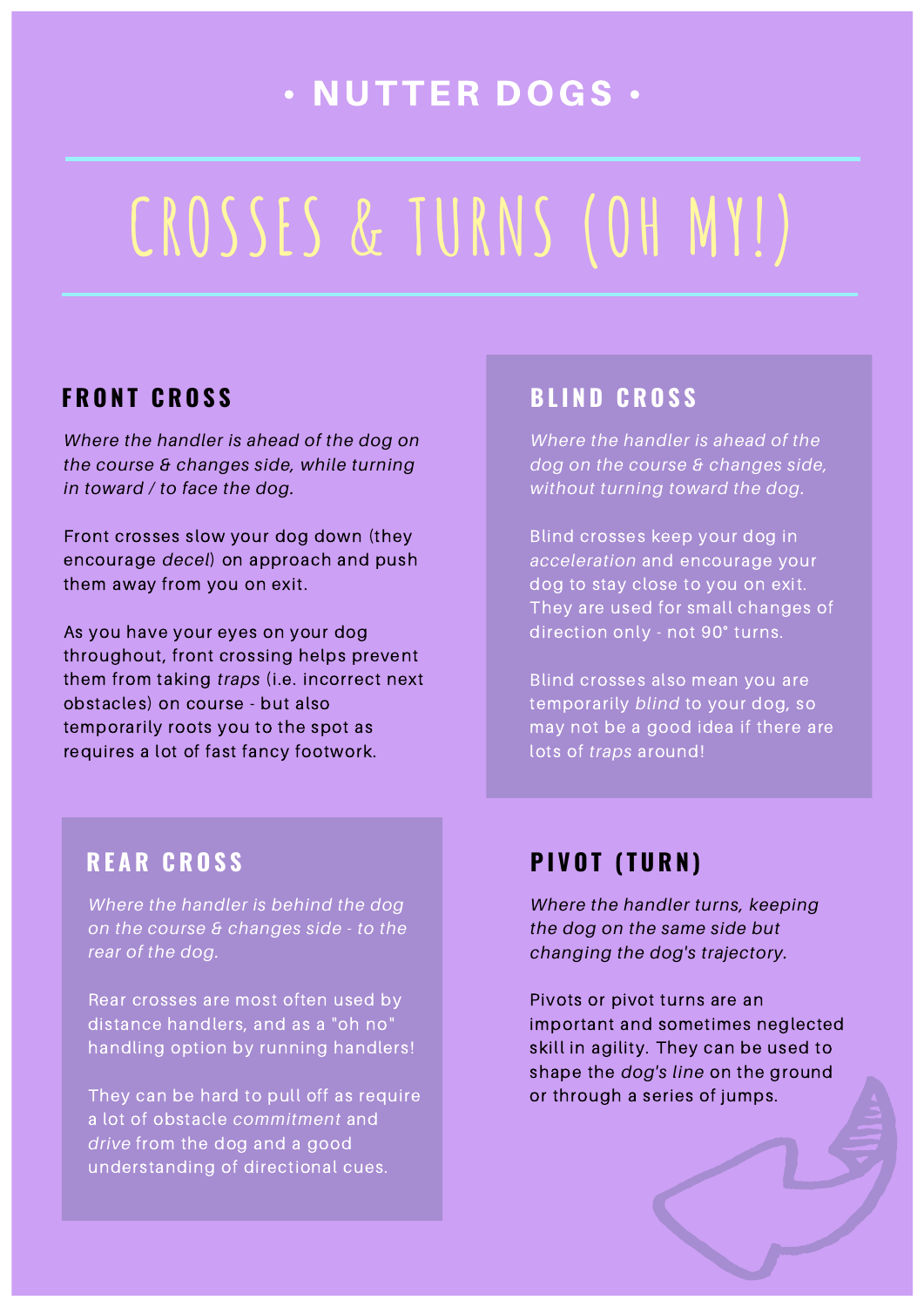# • NUTTER DOGS •

# CROSSES & TURNS (OH MY!)

## FRONT CROSS

*Where the handler is ahead of the dog on the course & changes side, while turning in toward / to face the dog.*

Front crosses slow your dog down (they encourage *decel*) on approach and push them away from you on exit.

As you have your eyes on your dog throughout, front crossing helps prevent them from taking *traps* (i.e. incorrect next obstacles) on course - but also temporarily roots you to the spot as requires a lot of fast fancy footwork.

## BLIND CROSS

*Where the handler is ahead of the dog on the course & changes side, without turning toward the dog.*

Blind crosses keep your dog in *acceleration* and encourage your dog to stay close to you on exit. They are used for small changes of direction only - not 90° turns.

Blind crosses also mean you are temporarily *blind* to your dog, so may not be a good idea if there are lots of *traps* around!

## REAR CROSS

*Where the handler is behind the dog on the course & changes side - to the rear of the dog.*

Rear crosses are most often used by distance handlers, and as a "oh no" handling option by running handlers!

They can be hard to pull off as require a lot of obstacle *commitment* and *drive* from the dog and a good understanding of directional cues.

## PIVOT (TURN)

*Where the handler turns, keeping the dog on the same side but changing the dog's trajectory.*

Pivots or pivot turns are an important and sometimes neglected skill in agility. They can be used to shape the *dog's line* on the ground or through a series of jumps.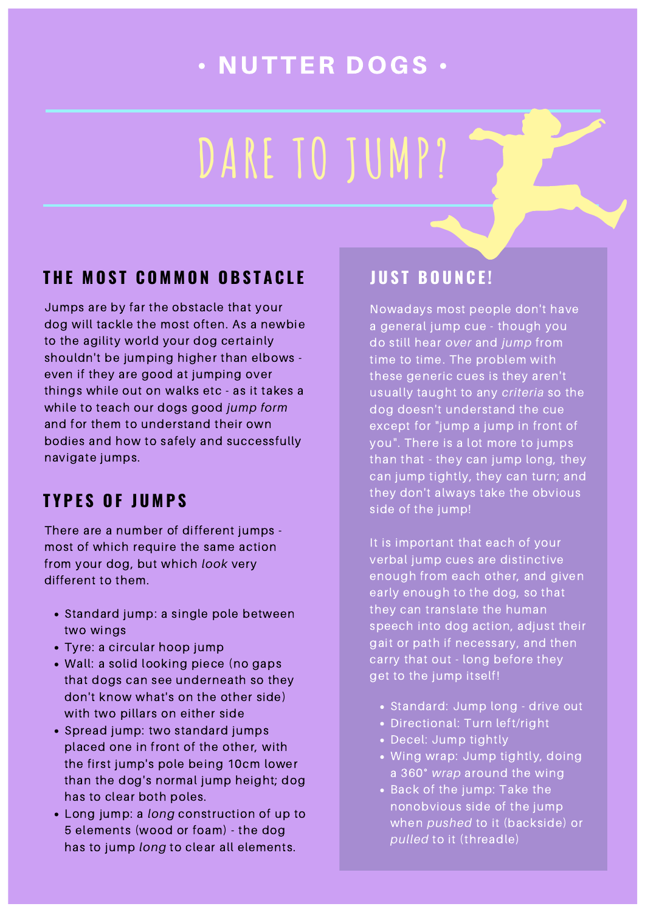• NUTTER DOGS •

# DARE TO JUMP?

## THE MOST COMMON OBSTACLE

Jumps are by far the obstacle that your dog will tackle the most often. As a newbie to the agility world your dog certainly shouldn't be jumping higher than elbows - even if they are good at jumping over things while out on walks etc - as it takes a while to teach our dogs good *jump form* and for them to understand their own bodies and how to safely and successfully navigate jumps.

## TYPES OF JUMPS

There are a number of different jumps - most of which require the same action from your dog, but which *look* very different to them.

- Standard jump: a single pole between two wings
- Tyre: a circular hoop jump
- Wall: a solid looking piece (no gaps that dogs can see underneath so they don't know what's on the other side) with two pillars on either side
- Spread jump: two standard jumps placed one in front of the other, with the first jump's pole being 10cm lower than the dog's normal jump height; dog has to clear both poles.
- Long jump: a *long* construction of up to 5 elements (wood or foam) - the dog has to jump *long* to clear all elements.

## JUST BOUNCE!

Nowadays most people don't have a general jump cue - though you do still hear *over* and *jump* from time to time. The problem with these generic cues is they aren't usually taught to any *criteria* so the dog doesn't understand the cue except for "jump a jump in front of you". There is a lot more to jumps than that - they can jump long, they can jump tightly, they can turn; and they don't always take the obvious side of the jump!

It is important that each of your verbal jump cues are distinctive enough from each other, and given early enough to the dog, so that they can translate the human speech into dog action, adjust their gait or path if necessary, and then carry that out - long before they get to the jump itself!

- Standard: Jump long - drive out
- Directional: Turn left/right
- Decel: Jump tightly
- Wing wrap: Jump tightly, doing a 360° *wrap* around the wing
- Back of the jump: Take the nonobvious side of the jump when *pushed* to it (backside) or *pulled* to it (threadle)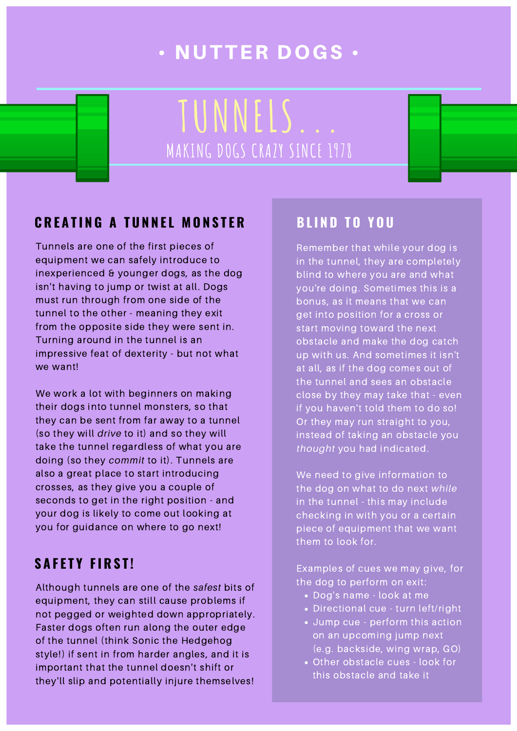# • NUTTER DOGS •

# TUNNELS...

MAKING DOGS CRAZY SINCE 1978

## CREATING A TUNNEL MONSTER

Tunnels are one of the first pieces of equipment we can safely introduce to inexperienced & younger dogs, as the dog isn't having to jump or twist at all. Dogs must run through from one side of the tunnel to the other - meaning they exit from the opposite side they were sent in. Turning around in the tunnel is an impressive feat of dexterity - but not what we want!

We work a lot with beginners on making their dogs into tunnel monsters, so that they can be sent from far away to a tunnel (so they will *drive* to it) and so they will take the tunnel regardless of what you are doing (so they *commit* to it). Tunnels are also a great place to start introducing crosses, as they give you a couple of seconds to get in the right position - and your dog is likely to come out looking at you for guidance on where to go next!

## SAFETY FIRST!

Although tunnels are one of the *safest* bits of equipment, they can still cause problems if not pegged or weighted down appropriately. Faster dogs often run along the outer edge of the tunnel (think Sonic the Hedgehog style!) if sent in from harder angles, and it is important that the tunnel doesn't shift or they'll slip and potentially injure themselves!

## BLIND TO YOU

Remember that while your dog is in the tunnel, they are completely blind to where you are and what you're doing. Sometimes this is a bonus, as it means that we can get into position for a cross or start moving toward the next obstacle and make the dog catch up with us. And sometimes it isn't at all, as if the dog comes out of the tunnel and sees an obstacle close by they may take that - even if you haven't told them to do so! Or they may run straight to you, instead of taking an obstacle you *thought* you had indicated.

We need to give information to the dog on what to do next *while* in the tunnel - this may include checking in with you or a certain piece of equipment that we want them to look for.

Examples of cues we may give, for the dog to perform on exit:

- Dog's name - look at me
- Directional cue - turn left/right
- Jump cue - perform this action on an upcoming jump next (e.g. backside, wing wrap, GO)
- Other obstacle cues - look for this obstacle and take it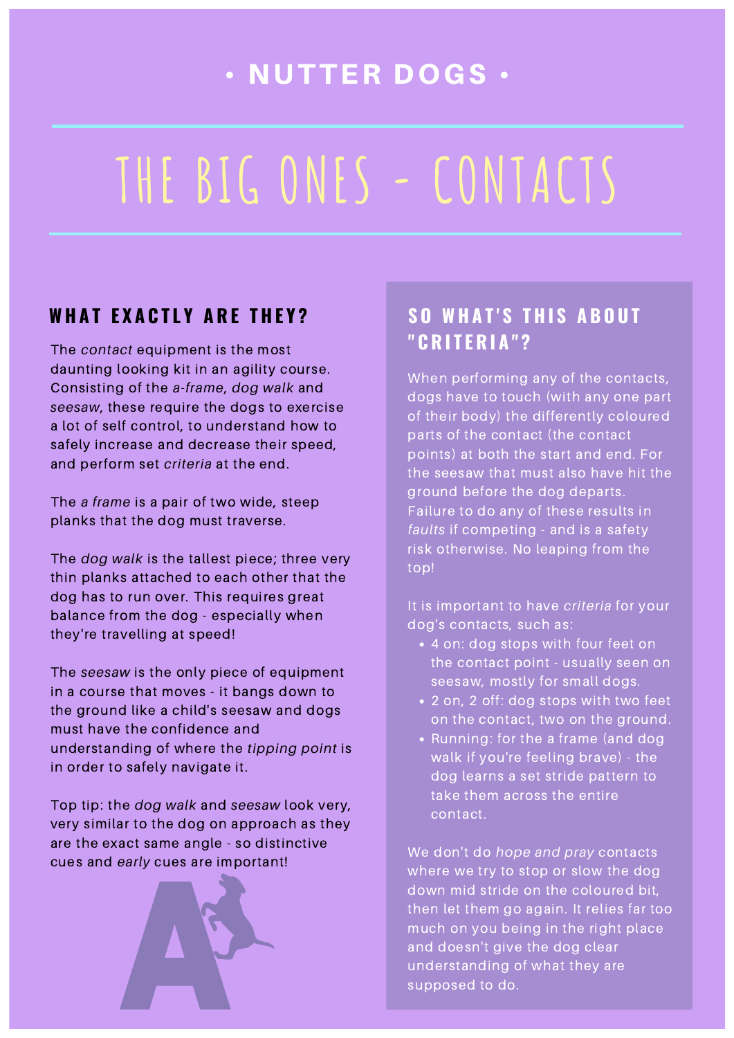• NUTTER DOGS •

# THE BIG ONES - CONTACTS

## WHAT EXACTLY ARE THEY?

The *contact* equipment is the most daunting looking kit in an agility course. Consisting of the *a-frame*, *dog walk* and *seesaw*, these require the dogs to exercise a lot of self control, to understand how to safely increase and decrease their speed, and perform set *criteria* at the end.

The *a frame* is a pair of two wide, steep planks that the dog must traverse.

The *dog walk* is the tallest piece; three very thin planks attached to each other that the dog has to run over. This requires great balance from the dog - especially when they're travelling at speed!

The *seesaw* is the only piece of equipment in a course that moves - it bangs down to the ground like a child's seesaw and dogs must have the confidence and understanding of where the *tipping point* is in order to safely navigate it.

Top tip: the *dog walk* and *seesaw* look very, very similar to the dog on approach as they are the exact same angle - so distinctive cues and *early* cues are important!

## SO WHAT'S THIS ABOUT "CRITERIA"?

When performing any of the contacts, dogs have to touch (with any one part of their body) the differently coloured parts of the contact (the contact points) at both the start and end. For the seesaw that must also have hit the ground before the dog departs. Failure to do any of these results in *faults* if competing - and is a safety risk otherwise. No leaping from the top!

It is important to have *criteria* for your dog's contacts, such as:

- 4 on: dog stops with four feet on the contact point - usually seen on seesaw, mostly for small dogs.
- 2 on, 2 off: dog stops with two feet on the contact, two on the ground.
- Running: for the a frame (and dog walk if you're feeling brave) - the dog learns a set stride pattern to take them across the entire contact.

We don't do *hope and pray* contacts where we try to stop or slow the dog down mid stride on the coloured bit, then let them go again. It relies far too much on you being in the right place and doesn't give the dog clear understanding of what they are supposed to do.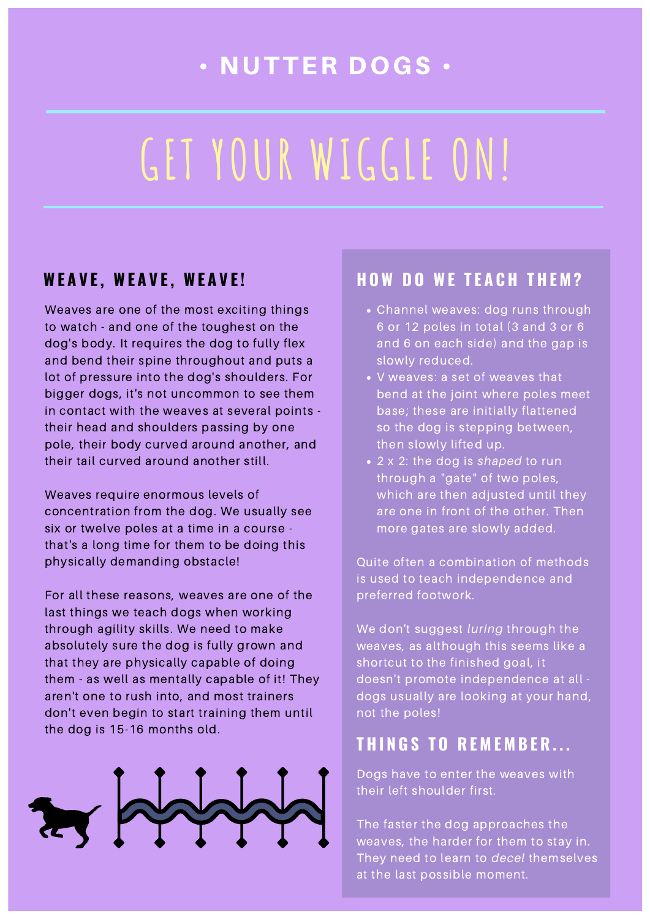# • NUTTER DOGS •

# GET YOUR WIGGLE ON!

## WEAVE, WEAVE, WEAVE!

Weaves are one of the most exciting things to watch - and one of the toughest on the dog's body. It requires the dog to fully flex and bend their spine throughout and puts a lot of pressure into the dog's shoulders. For bigger dogs, it's not uncommon to see them in contact with the weaves at several points - their head and shoulders passing by one pole, their body curved around another, and their tail curved around another still.

Weaves require enormous levels of concentration from the dog. We usually see six or twelve poles at a time in a course - that's a long time for them to be doing this physically demanding obstacle!

For all these reasons, weaves are one of the last things we teach dogs when working through agility skills. We need to make absolutely sure the dog is fully grown and that they are physically capable of doing them - as well as mentally capable of it! They aren't one to rush into, and most trainers don't even begin to start training them until the dog is 15-16 months old.

## HOW DO WE TEACH THEM?

- Channel weaves: dog runs through 6 or 12 poles in total (3 and 3 or 6 and 6 on each side) and the gap is slowly reduced.
- V weaves: a set of weaves that bend at the joint where poles meet base; these are initially flattened so the dog is stepping between, then slowly lifted up.
- 2 x 2: the dog is *shaped* to run through a "gate" of two poles, which are then adjusted until they are one in front of the other. Then more gates are slowly added.

Quite often a combination of methods is used to teach independence and preferred footwork.

We don't suggest *luring* through the weaves, as although this seems like a shortcut to the finished goal, it doesn't promote independence at all - dogs usually are looking at your hand, not the poles!

## THINGS TO REMEMBER...

Dogs have to enter the weaves with their left shoulder first.

The faster the dog approaches the weaves, the harder for them to stay in. They need to learn to *decel* themselves at the last possible moment.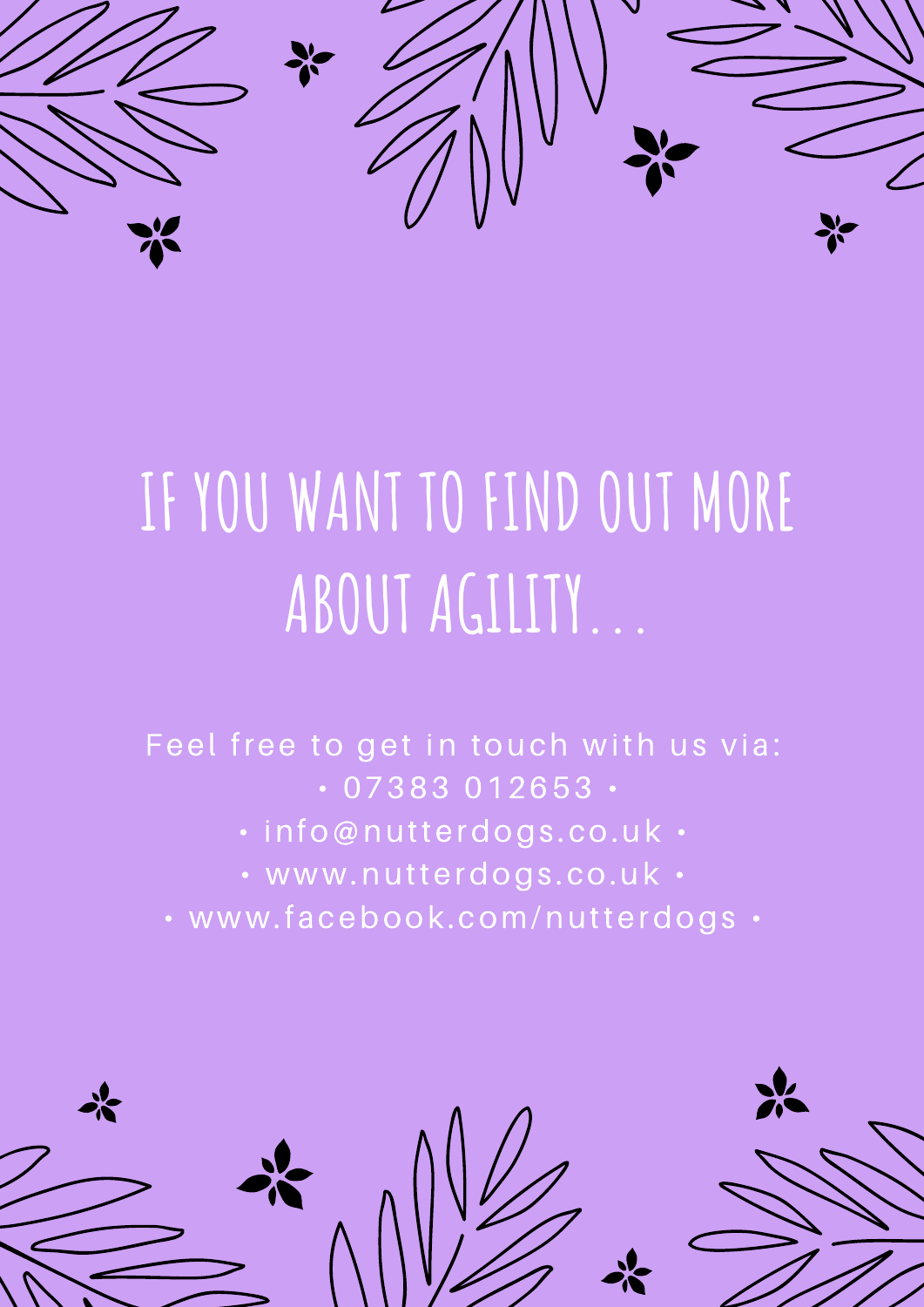# IF YOU WANT TO FIND OUT MORE ABOUT AGILITY...

Feel free to get in touch with us via:

• 07383 012653 •

• info@nutterdogs.co.uk •

• www.nutterdogs.co.uk •

• www.facebook.com/nutterdogs •